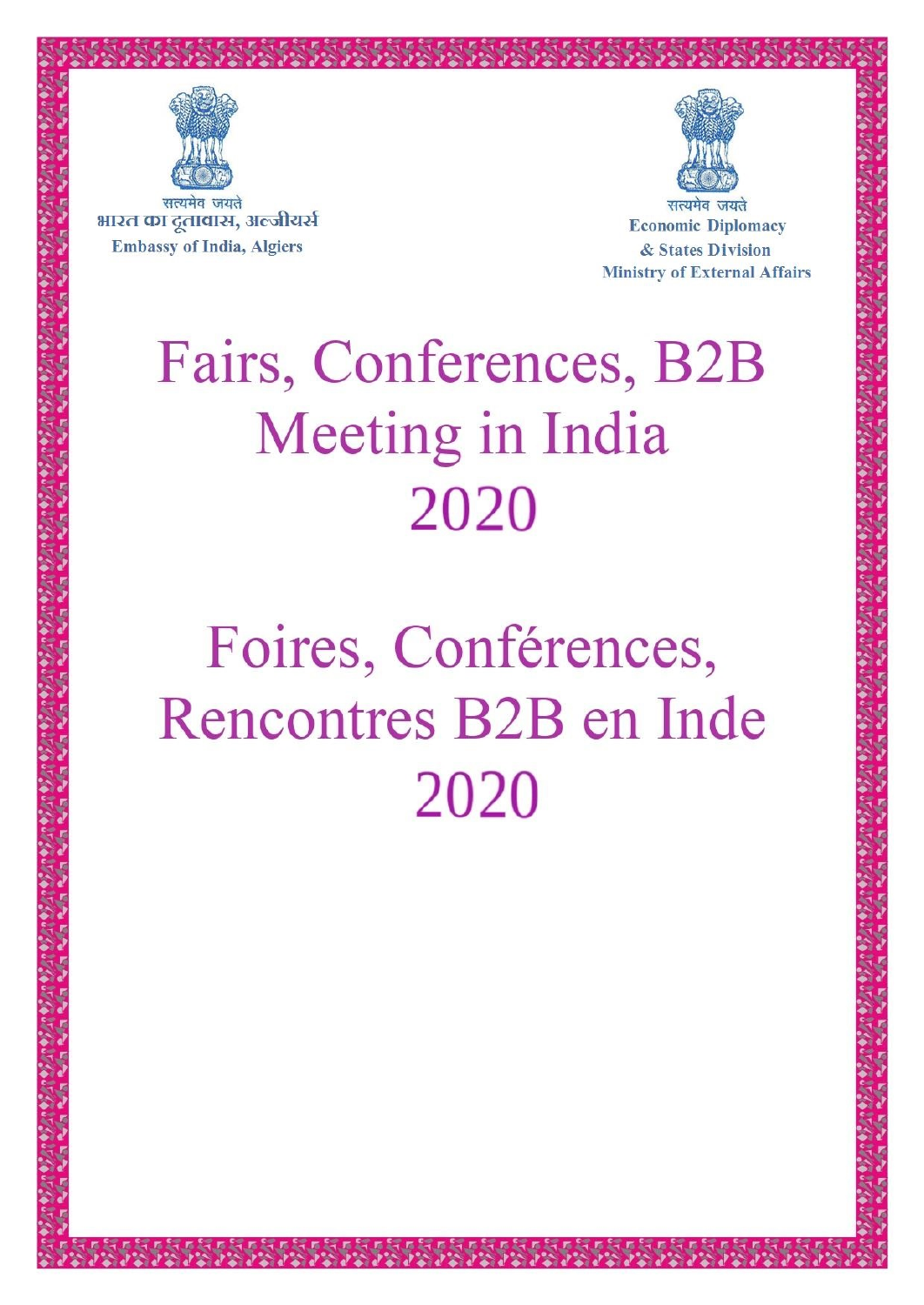सत्यमेव जयते
भारत का दूतावास, अल्जीयर्स
Embassy of India, Algiers

सत्यमेव जयते
Economic Diplomacy
& States Division
Ministry of External Affairs

# Fairs, Conferences, B2B Meeting in India 2020

# Foires, Conférences, Rencontres B2B en Inde 2020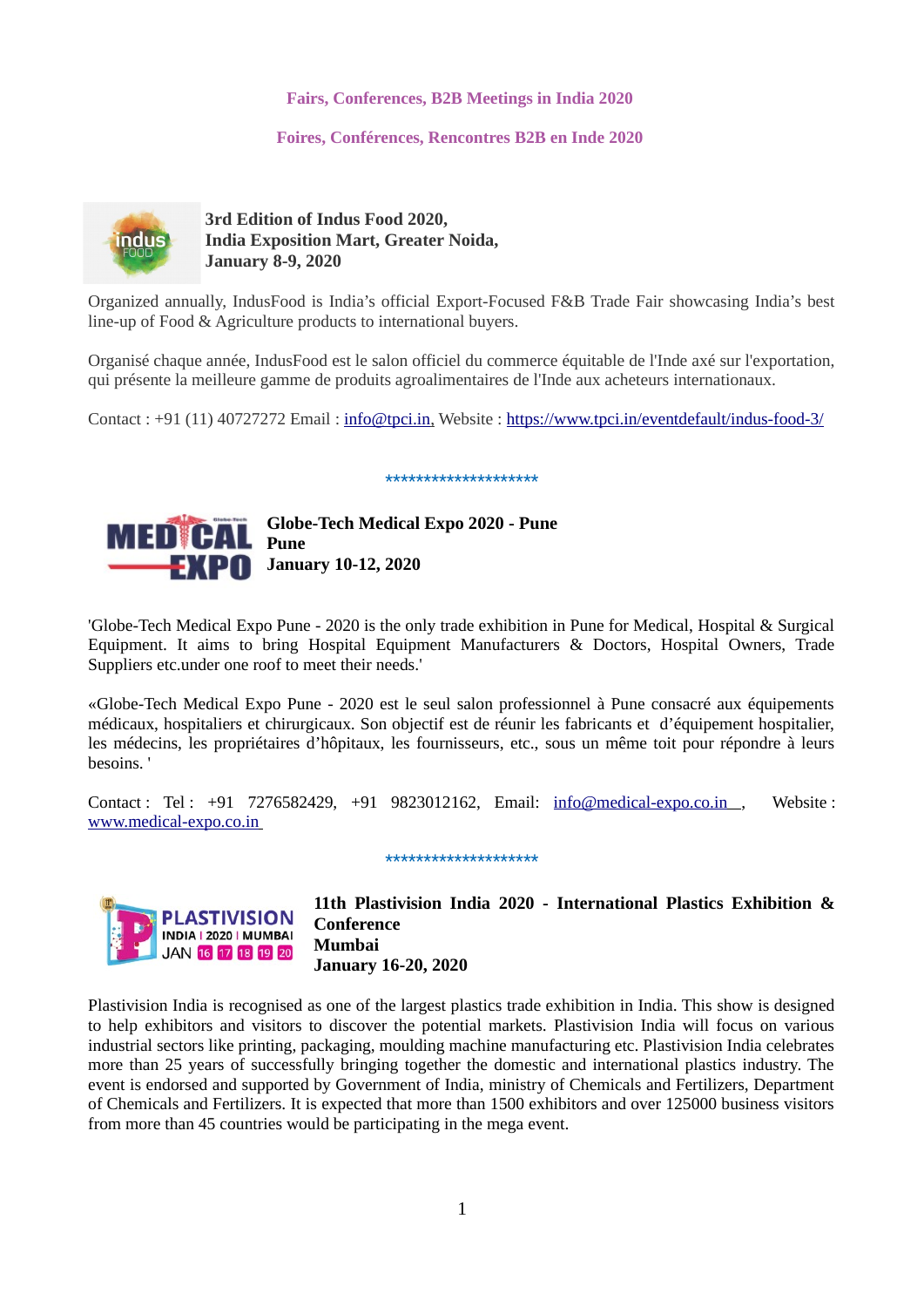**Fairs, Conferences, B2B Meetings in India 2020**

**Foires, Conférences, Rencontres B2B en Inde 2020**

**3rd Edition of Indus Food 2020,**
**India Exposition Mart, Greater Noida,**
**January 8-9, 2020**

Organized annually, IndusFood is India's official Export-Focused F&B Trade Fair showcasing India's best line-up of Food & Agriculture products to international buyers.

Organisé chaque année, IndusFood est le salon officiel du commerce équitable de l'Inde axé sur l'exportation, qui présente la meilleure gamme de produits agroalimentaires de l'Inde aux acheteurs internationaux.

Contact : +91 (11) 40727272 Email : info@tpci.in, Website : https://www.tpci.in/eventdefault/indus-food-3/

********************

**Globe-Tech Medical Expo 2020 - Pune**
**Pune**
**January 10-12, 2020**

'Globe-Tech Medical Expo Pune - 2020 is the only trade exhibition in Pune for Medical, Hospital & Surgical Equipment. It aims to bring Hospital Equipment Manufacturers & Doctors, Hospital Owners, Trade Suppliers etc.under one roof to meet their needs.'

«Globe-Tech Medical Expo Pune - 2020 est le seul salon professionnel à Pune consacré aux équipements médicaux, hospitaliers et chirurgicaux. Son objectif est de réunir les fabricants et d'équipement hospitalier, les médecins, les propriétaires d'hôpitaux, les fournisseurs, etc., sous un même toit pour répondre à leurs besoins. '

Contact : Tel : +91 7276582429, +91 9823012162, Email: info@medical-expo.co.in , Website : www.medical-expo.co.in

********************

**11th Plastivision India 2020 - International Plastics Exhibition & Conference**
**Mumbai**
**January 16-20, 2020**

Plastivision India is recognised as one of the largest plastics trade exhibition in India. This show is designed to help exhibitors and visitors to discover the potential markets. Plastivision India will focus on various industrial sectors like printing, packaging, moulding machine manufacturing etc. Plastivision India celebrates more than 25 years of successfully bringing together the domestic and international plastics industry. The event is endorsed and supported by Government of India, ministry of Chemicals and Fertilizers, Department of Chemicals and Fertilizers. It is expected that more than 1500 exhibitors and over 125000 business visitors from more than 45 countries would be participating in the mega event.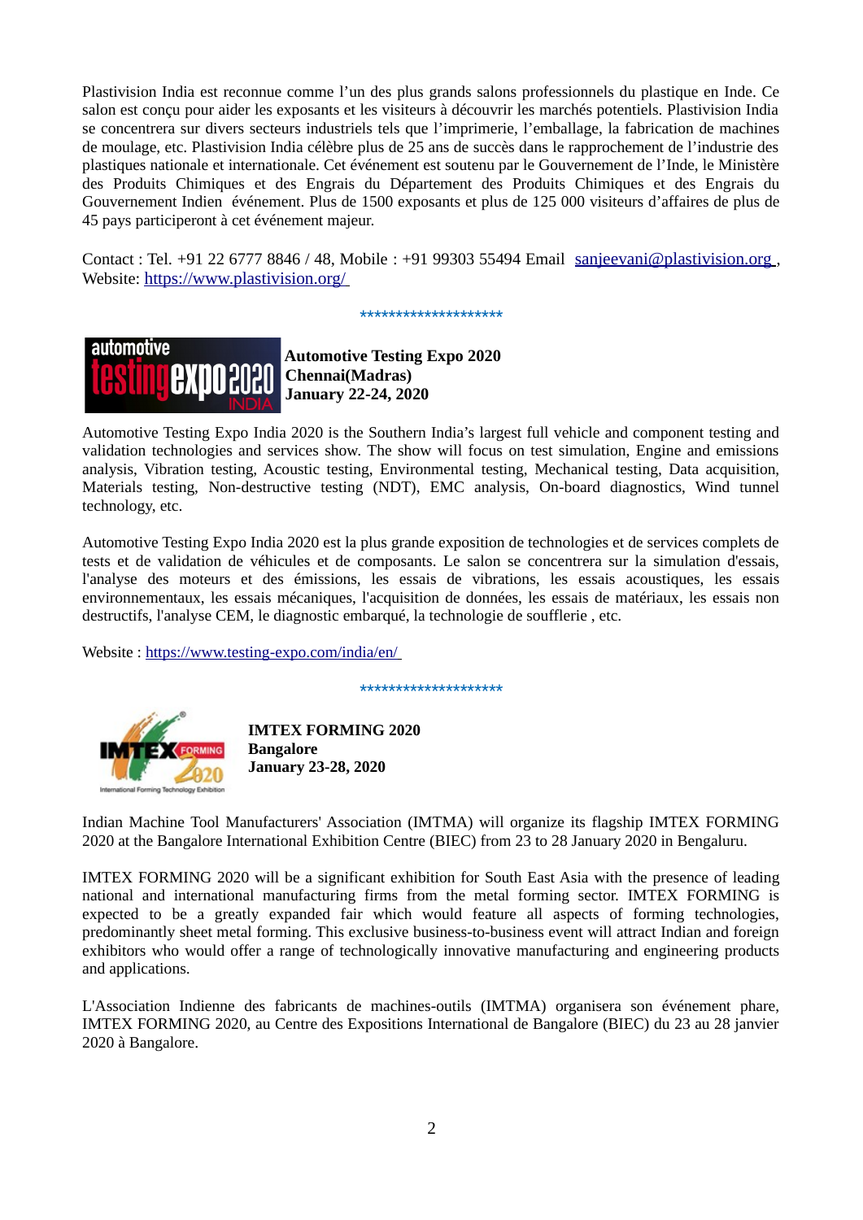Plastivision India est reconnue comme l'un des plus grands salons professionnels du plastique en Inde. Ce salon est conçu pour aider les exposants et les visiteurs à découvrir les marchés potentiels. Plastivision India se concentrera sur divers secteurs industriels tels que l'imprimerie, l'emballage, la fabrication de machines de moulage, etc. Plastivision India célèbre plus de 25 ans de succès dans le rapprochement de l'industrie des plastiques nationale et internationale. Cet événement est soutenu par le Gouvernement de l'Inde, le Ministère des Produits Chimiques et des Engrais du Département des Produits Chimiques et des Engrais du Gouvernement Indien événement. Plus de 1500 exposants et plus de 125 000 visiteurs d'affaires de plus de 45 pays participeront à cet événement majeur.

Contact : Tel. +91 22 6777 8846 / 48, Mobile : +91 99303 55494 Email sanjeevani@plastivision.org , Website: https://www.plastivision.org/

********************

**Automotive Testing Expo 2020**
**Chennai(Madras)**
**January 22-24, 2020**

Automotive Testing Expo India 2020 is the Southern India's largest full vehicle and component testing and validation technologies and services show. The show will focus on test simulation, Engine and emissions analysis, Vibration testing, Acoustic testing, Environmental testing, Mechanical testing, Data acquisition, Materials testing, Non-destructive testing (NDT), EMC analysis, On-board diagnostics, Wind tunnel technology, etc.

Automotive Testing Expo India 2020 est la plus grande exposition de technologies et de services complets de tests et de validation de véhicules et de composants. Le salon se concentrera sur la simulation d'essais, l'analyse des moteurs et des émissions, les essais de vibrations, les essais acoustiques, les essais environnementaux, les essais mécaniques, l'acquisition de données, les essais de matériaux, les essais non destructifs, l'analyse CEM, le diagnostic embarqué, la technologie de soufflerie , etc.

Website : https://www.testing-expo.com/india/en/

********************

**IMTEX FORMING 2020**
**Bangalore**
**January 23-28, 2020**

Indian Machine Tool Manufacturers' Association (IMTMA) will organize its flagship IMTEX FORMING 2020 at the Bangalore International Exhibition Centre (BIEC) from 23 to 28 January 2020 in Bengaluru.

IMTEX FORMING 2020 will be a significant exhibition for South East Asia with the presence of leading national and international manufacturing firms from the metal forming sector. IMTEX FORMING is expected to be a greatly expanded fair which would feature all aspects of forming technologies, predominantly sheet metal forming. This exclusive business-to-business event will attract Indian and foreign exhibitors who would offer a range of technologically innovative manufacturing and engineering products and applications.

L'Association Indienne des fabricants de machines-outils (IMTMA) organisera son événement phare, IMTEX FORMING 2020, au Centre des Expositions International de Bangalore (BIEC) du 23 au 28 janvier 2020 à Bangalore.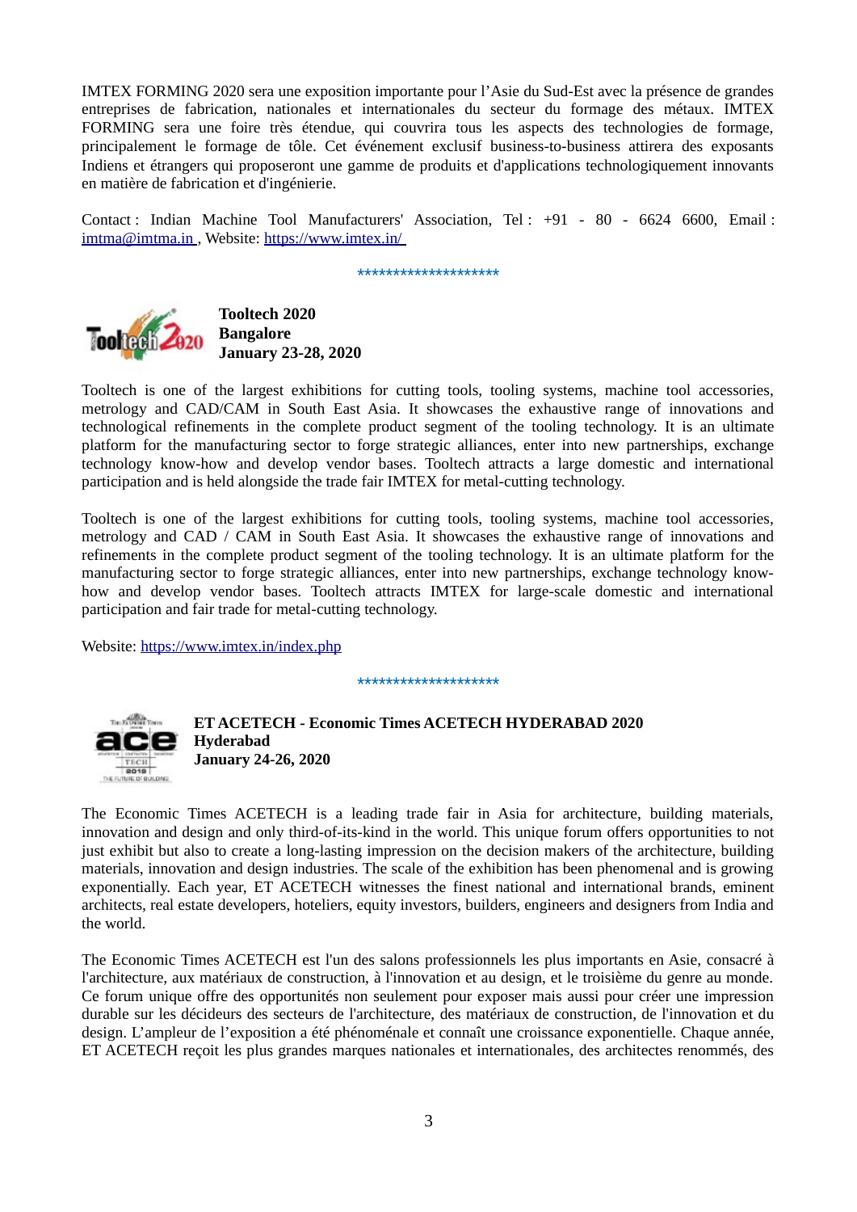IMTEX FORMING 2020 sera une exposition importante pour l'Asie du Sud-Est avec la présence de grandes entreprises de fabrication, nationales et internationales du secteur du formage des métaux. IMTEX FORMING sera une foire très étendue, qui couvrira tous les aspects des technologies de formage, principalement le formage de tôle. Cet événement exclusif business-to-business attirera des exposants Indiens et étrangers qui proposeront une gamme de produits et d'applications technologiquement innovants en matière de fabrication et d'ingénierie.

Contact : Indian Machine Tool Manufacturers' Association, Tel : +91 - 80 - 6624 6600, Email : imtma@imtma.in , Website: https://www.imtex.in/

********************

**Tooltech 2020**
**Bangalore**
**January 23-28, 2020**

Tooltech is one of the largest exhibitions for cutting tools, tooling systems, machine tool accessories, metrology and CAD/CAM in South East Asia. It showcases the exhaustive range of innovations and technological refinements in the complete product segment of the tooling technology. It is an ultimate platform for the manufacturing sector to forge strategic alliances, enter into new partnerships, exchange technology know-how and develop vendor bases. Tooltech attracts a large domestic and international participation and is held alongside the trade fair IMTEX for metal-cutting technology.

Tooltech is one of the largest exhibitions for cutting tools, tooling systems, machine tool accessories, metrology and CAD / CAM in South East Asia. It showcases the exhaustive range of innovations and refinements in the complete product segment of the tooling technology. It is an ultimate platform for the manufacturing sector to forge strategic alliances, enter into new partnerships, exchange technology know-how and develop vendor bases. Tooltech attracts IMTEX for large-scale domestic and international participation and fair trade for metal-cutting technology.

Website: https://www.imtex.in/index.php

********************

**ET ACETECH - Economic Times ACETECH HYDERABAD 2020**
**Hyderabad**
**January 24-26, 2020**

The Economic Times ACETECH is a leading trade fair in Asia for architecture, building materials, innovation and design and only third-of-its-kind in the world. This unique forum offers opportunities to not just exhibit but also to create a long-lasting impression on the decision makers of the architecture, building materials, innovation and design industries. The scale of the exhibition has been phenomenal and is growing exponentially. Each year, ET ACETECH witnesses the finest national and international brands, eminent architects, real estate developers, hoteliers, equity investors, builders, engineers and designers from India and the world.

The Economic Times ACETECH est l'un des salons professionnels les plus importants en Asie, consacré à l'architecture, aux matériaux de construction, à l'innovation et au design, et le troisième du genre au monde. Ce forum unique offre des opportunités non seulement pour exposer mais aussi pour créer une impression durable sur les décideurs des secteurs de l'architecture, des matériaux de construction, de l'innovation et du design. L'ampleur de l'exposition a été phénoménale et connaît une croissance exponentielle. Chaque année, ET ACETECH reçoit les plus grandes marques nationales et internationales, des architectes renommés, des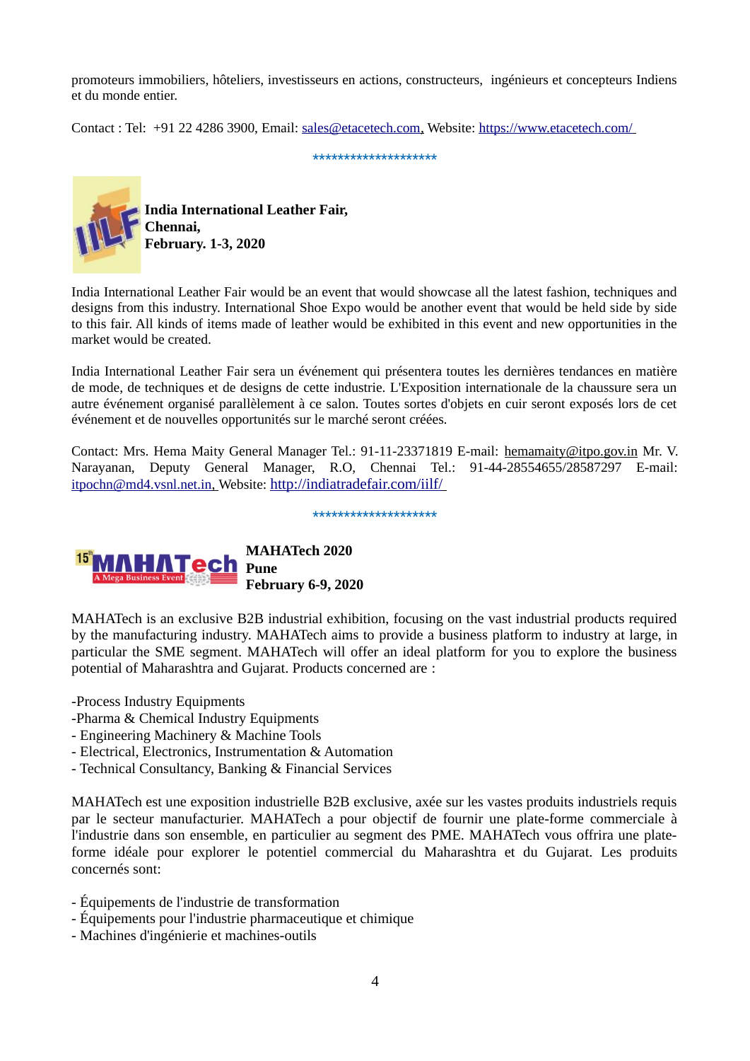promoteurs immobiliers, hôteliers, investisseurs en actions, constructeurs, ingénieurs et concepteurs Indiens et du monde entier.

Contact : Tel: +91 22 4286 3900, Email: sales@etacetech.com, Website: https://www.etacetech.com/

********************

**India International Leather Fair,**
**Chennai,**
**February. 1-3, 2020**

India International Leather Fair would be an event that would showcase all the latest fashion, techniques and designs from this industry. International Shoe Expo would be another event that would be held side by side to this fair. All kinds of items made of leather would be exhibited in this event and new opportunities in the market would be created.

India International Leather Fair sera un événement qui présentera toutes les dernières tendances en matière de mode, de techniques et de designs de cette industrie. L'Exposition internationale de la chaussure sera un autre événement organisé parallèlement à ce salon. Toutes sortes d'objets en cuir seront exposés lors de cet événement et de nouvelles opportunités sur le marché seront créées.

Contact: Mrs. Hema Maity General Manager Tel.: 91-11-23371819 E-mail: hemamaity@itpo.gov.in Mr. V. Narayanan, Deputy General Manager, R.O, Chennai Tel.: 91-44-28554655/28587297 E-mail: itpochn@md4.vsnl.net.in, Website: http://indiatradefair.com/iilf/

********************

**MAHATech 2020**
**Pune**
**February 6-9, 2020**

MAHATech is an exclusive B2B industrial exhibition, focusing on the vast industrial products required by the manufacturing industry. MAHATech aims to provide a business platform to industry at large, in particular the SME segment. MAHATech will offer an ideal platform for you to explore the business potential of Maharashtra and Gujarat. Products concerned are :

-Process Industry Equipments
-Pharma & Chemical Industry Equipments
- Engineering Machinery & Machine Tools
- Electrical, Electronics, Instrumentation & Automation
- Technical Consultancy, Banking & Financial Services

MAHATech est une exposition industrielle B2B exclusive, axée sur les vastes produits industriels requis par le secteur manufacturier. MAHATech a pour objectif de fournir une plate-forme commerciale à l'industrie dans son ensemble, en particulier au segment des PME. MAHATech vous offrira une plate-forme idéale pour explorer le potentiel commercial du Maharashtra et du Gujarat. Les produits concernés sont:

- Équipements de l'industrie de transformation
- Équipements pour l'industrie pharmaceutique et chimique
- Machines d'ingénierie et machines-outils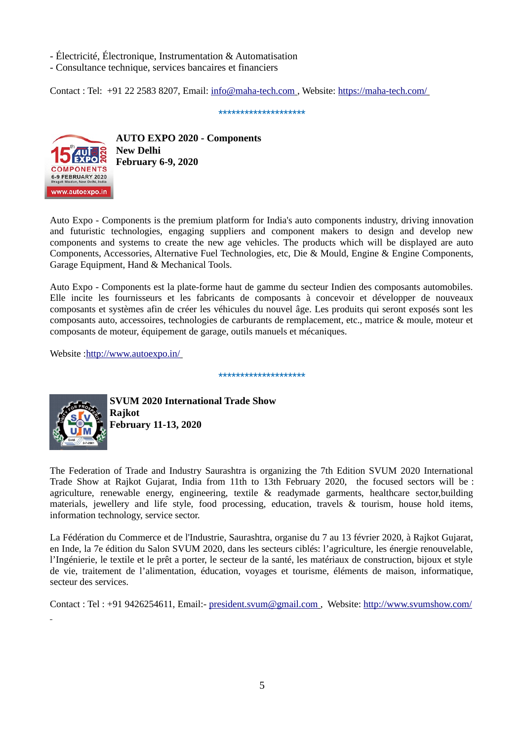- Électricité, Électronique, Instrumentation & Automatisation
- Consultance technique, services bancaires et financiers

Contact : Tel: +91 22 2583 8207, Email: info@maha-tech.com , Website: https://maha-tech.com/

********************

**AUTO EXPO 2020 - Components**
**New Delhi**
**February 6-9, 2020**

Auto Expo - Components is the premium platform for India's auto components industry, driving innovation and futuristic technologies, engaging suppliers and component makers to design and develop new components and systems to create the new age vehicles. The products which will be displayed are auto Components, Accessories, Alternative Fuel Technologies, etc, Die & Mould, Engine & Engine Components, Garage Equipment, Hand & Mechanical Tools.

Auto Expo - Components est la plate-forme haut de gamme du secteur Indien des composants automobiles. Elle incite les fournisseurs et les fabricants de composants à concevoir et développer de nouveaux composants et systèmes afin de créer les véhicules du nouvel âge. Les produits qui seront exposés sont les composants auto, accessoires, technologies de carburants de remplacement, etc., matrice & moule, moteur et composants de moteur, équipement de garage, outils manuels et mécaniques.

Website :http://www.autoexpo.in/

********************

**SVUM 2020 International Trade Show**
**Rajkot**
**February 11-13, 2020**

The Federation of Trade and Industry Saurashtra is organizing the 7th Edition SVUM 2020 International Trade Show at Rajkot Gujarat, India from 11th to 13th February 2020, the focused sectors will be : agriculture, renewable energy, engineering, textile & readymade garments, healthcare sector,building materials, jewellery and life style, food processing, education, travels & tourism, house hold items, information technology, service sector.

La Fédération du Commerce et de l'Industrie, Saurashtra, organise du 7 au 13 février 2020, à Rajkot Gujarat, en Inde, la 7e édition du Salon SVUM 2020, dans les secteurs ciblés: l'agriculture, les énergie renouvelable, l'Ingénierie, le textile et le prêt à porter, le secteur de la santé, les matériaux de construction, bijoux et style de vie, traitement de l'alimentation, éducation, voyages et tourisme, éléments de maison, informatique, secteur des services.

Contact : Tel : +91 9426254611, Email:- president.svum@gmail.com , Website: http://www.svumshow.com/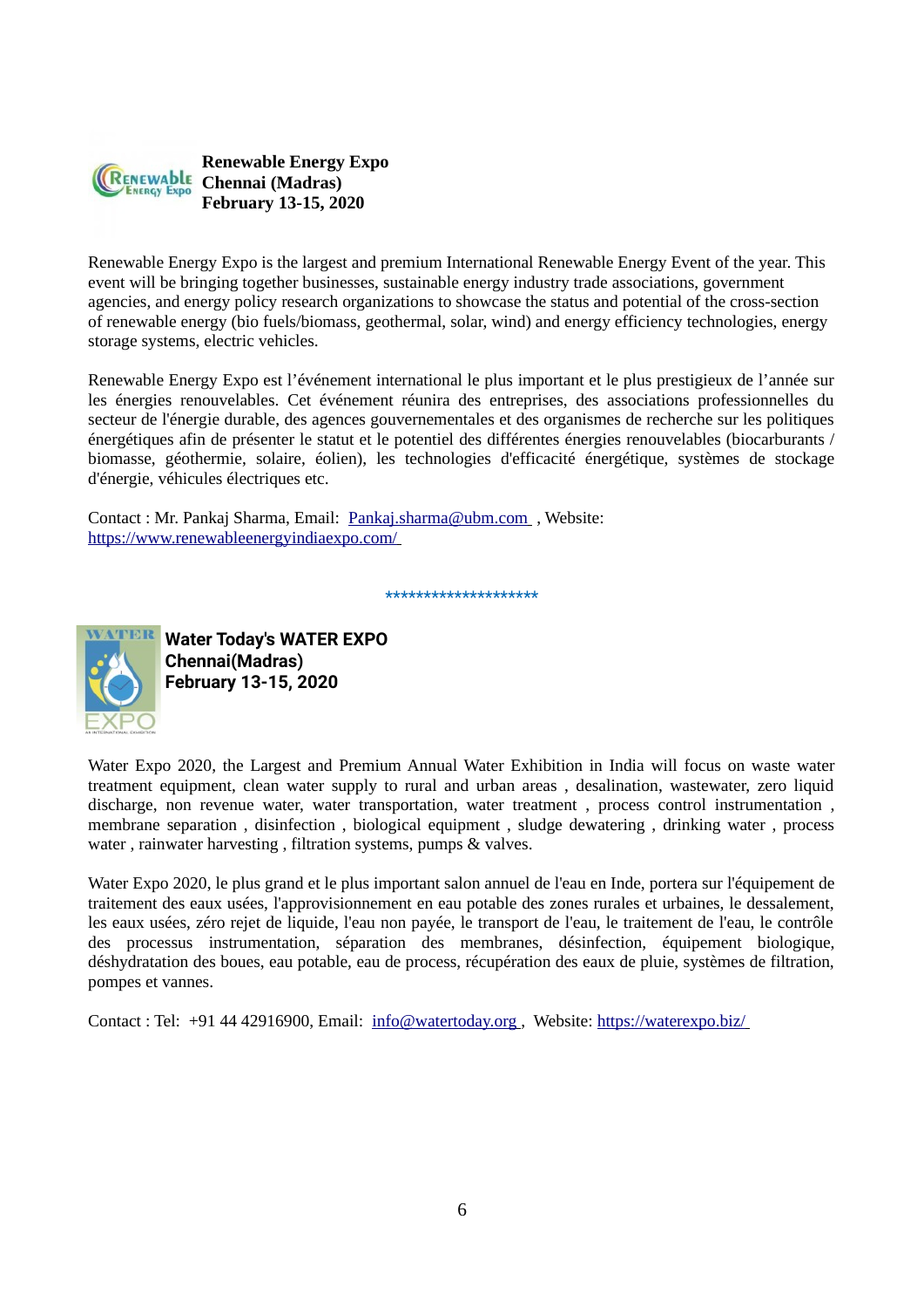**Renewable Energy Expo**
**Chennai (Madras)**
**February 13-15, 2020**

Renewable Energy Expo is the largest and premium International Renewable Energy Event of the year. This event will be bringing together businesses, sustainable energy industry trade associations, government agencies, and energy policy research organizations to showcase the status and potential of the cross-section of renewable energy (bio fuels/biomass, geothermal, solar, wind) and energy efficiency technologies, energy storage systems, electric vehicles.

Renewable Energy Expo est l'événement international le plus important et le plus prestigieux de l'année sur les énergies renouvelables. Cet événement réunira des entreprises, des associations professionnelles du secteur de l'énergie durable, des agences gouvernementales et des organismes de recherche sur les politiques énergétiques afin de présenter le statut et le potentiel des différentes énergies renouvelables (biocarburants / biomasse, géothermie, solaire, éolien), les technologies d'efficacité énergétique, systèmes de stockage d'énergie, véhicules électriques etc.

Contact : Mr. Pankaj Sharma, Email: Pankaj.sharma@ubm.com , Website: https://www.renewableenergyindiaexpo.com/

********************

**Water Today's WATER EXPO**
**Chennai(Madras)**
**February 13-15, 2020**

Water Expo 2020, the Largest and Premium Annual Water Exhibition in India will focus on waste water treatment equipment, clean water supply to rural and urban areas , desalination, wastewater, zero liquid discharge, non revenue water, water transportation, water treatment , process control instrumentation , membrane separation , disinfection , biological equipment , sludge dewatering , drinking water , process water , rainwater harvesting , filtration systems, pumps & valves.

Water Expo 2020, le plus grand et le plus important salon annuel de l'eau en Inde, portera sur l'équipement de traitement des eaux usées, l'approvisionnement en eau potable des zones rurales et urbaines, le dessalement, les eaux usées, zéro rejet de liquide, l'eau non payée, le transport de l'eau, le traitement de l'eau, le contrôle des processus instrumentation, séparation des membranes, désinfection, équipement biologique, déshydratation des boues, eau potable, eau de process, récupération des eaux de pluie, systèmes de filtration, pompes et vannes.

Contact : Tel: +91 44 42916900, Email: info@watertoday.org , Website: https://waterexpo.biz/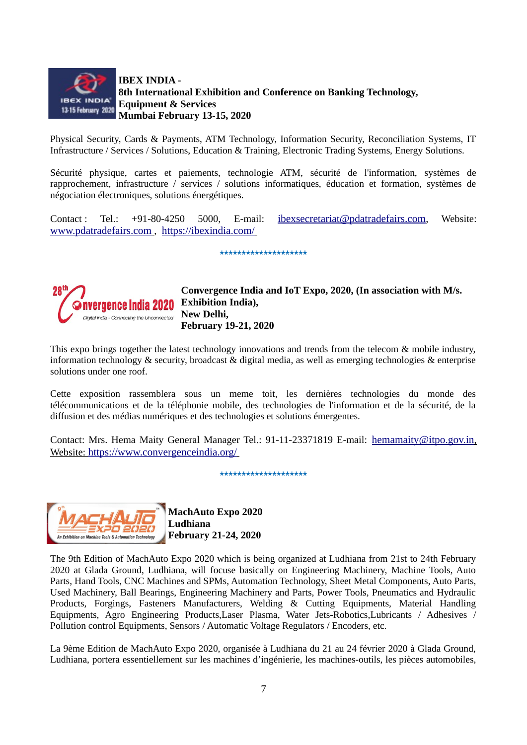**IBEX INDIA -**
**8th International Exhibition and Conference on Banking Technology, Equipment & Services**
**Mumbai February 13-15, 2020**

Physical Security, Cards & Payments, ATM Technology, Information Security, Reconciliation Systems, IT Infrastructure / Services / Solutions, Education & Training, Electronic Trading Systems, Energy Solutions.

Sécurité physique, cartes et paiements, technologie ATM, sécurité de l'information, systèmes de rapprochement, infrastructure / services / solutions informatiques, éducation et formation, systèmes de négociation électroniques, solutions énergétiques.

Contact : Tel.: +91-80-4250 5000, E-mail: ibexsecretariat@pdatradefairs.com, Website: www.pdatradefairs.com , https://ibexindia.com/

********************

**Convergence India and IoT Expo, 2020, (In association with M/s. Exhibition India),**
**New Delhi,**
**February 19-21, 2020**

This expo brings together the latest technology innovations and trends from the telecom & mobile industry, information technology & security, broadcast & digital media, as well as emerging technologies & enterprise solutions under one roof.

Cette exposition rassemblera sous un meme toit, les dernières technologies du monde des télécommunications et de la téléphonie mobile, des technologies de l'information et de la sécurité, de la diffusion et des médias numériques et des technologies et solutions émergentes.

Contact: Mrs. Hema Maity General Manager Tel.: 91-11-23371819 E-mail: hemamaity@itpo.gov.in, Website: https://www.convergenceindia.org/

********************

**MachAuto Expo 2020**
**Ludhiana**
**February 21-24, 2020**

The 9th Edition of MachAuto Expo 2020 which is being organized at Ludhiana from 21st to 24th February 2020 at Glada Ground, Ludhiana, will focuse basically on Engineering Machinery, Machine Tools, Auto Parts, Hand Tools, CNC Machines and SPMs, Automation Technology, Sheet Metal Components, Auto Parts, Used Machinery, Ball Bearings, Engineering Machinery and Parts, Power Tools, Pneumatics and Hydraulic Products, Forgings, Fasteners Manufacturers, Welding & Cutting Equipments, Material Handling Equipments, Agro Engineering Products,Laser Plasma, Water Jets-Robotics,Lubricants / Adhesives / Pollution control Equipments, Sensors / Automatic Voltage Regulators / Encoders, etc.

La 9ème Edition de MachAuto Expo 2020, organisée à Ludhiana du 21 au 24 février 2020 à Glada Ground, Ludhiana, portera essentiellement sur les machines d'ingénierie, les machines-outils, les pièces automobiles,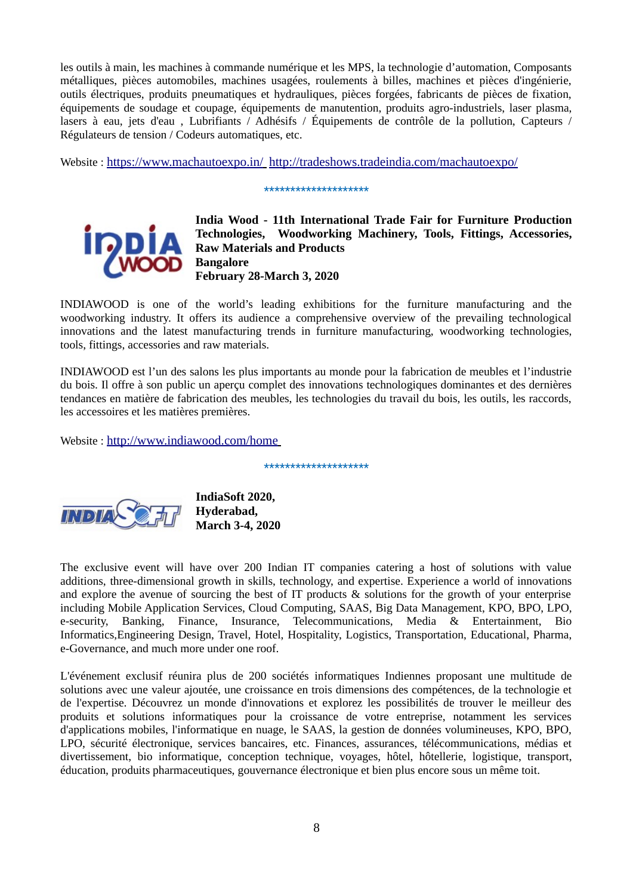les outils à main, les machines à commande numérique et les MPS, la technologie d'automation, Composants métalliques, pièces automobiles, machines usagées, roulements à billes, machines et pièces d'ingénierie, outils électriques, produits pneumatiques et hydrauliques, pièces forgées, fabricants de pièces de fixation, équipements de soudage et coupage, équipements de manutention, produits agro-industriels, laser plasma, lasers à eau, jets d'eau , Lubrifiants / Adhésifs / Équipements de contrôle de la pollution, Capteurs / Régulateurs de tension / Codeurs automatiques, etc.

Website : https://www.machautoexpo.in/ http://tradeshows.tradeindia.com/machautoexpo/

********************

**India Wood - 11th International Trade Fair for Furniture Production Technologies, Woodworking Machinery, Tools, Fittings, Accessories, Raw Materials and Products**
**Bangalore**
**February 28-March 3, 2020**

INDIAWOOD is one of the world's leading exhibitions for the furniture manufacturing and the woodworking industry. It offers its audience a comprehensive overview of the prevailing technological innovations and the latest manufacturing trends in furniture manufacturing, woodworking technologies, tools, fittings, accessories and raw materials.

INDIAWOOD est l'un des salons les plus importants au monde pour la fabrication de meubles et l'industrie du bois. Il offre à son public un aperçu complet des innovations technologiques dominantes et des dernières tendances en matière de fabrication des meubles, les technologies du travail du bois, les outils, les raccords, les accessoires et les matières premières.

Website : http://www.indiawood.com/home

********************

**IndiaSoft 2020,**
**Hyderabad,**
**March 3-4, 2020**

The exclusive event will have over 200 Indian IT companies catering a host of solutions with value additions, three-dimensional growth in skills, technology, and expertise. Experience a world of innovations and explore the avenue of sourcing the best of IT products & solutions for the growth of your enterprise including Mobile Application Services, Cloud Computing, SAAS, Big Data Management, KPO, BPO, LPO, e-security, Banking, Finance, Insurance, Telecommunications, Media & Entertainment, Bio Informatics,Engineering Design, Travel, Hotel, Hospitality, Logistics, Transportation, Educational, Pharma, e-Governance, and much more under one roof.

L'événement exclusif réunira plus de 200 sociétés informatiques Indiennes proposant une multitude de solutions avec une valeur ajoutée, une croissance en trois dimensions des compétences, de la technologie et de l'expertise. Découvrez un monde d'innovations et explorez les possibilités de trouver le meilleur des produits et solutions informatiques pour la croissance de votre entreprise, notamment les services d'applications mobiles, l'informatique en nuage, le SAAS, la gestion de données volumineuses, KPO, BPO, LPO, sécurité électronique, services bancaires, etc. Finances, assurances, télécommunications, médias et divertissement, bio informatique, conception technique, voyages, hôtel, hôtellerie, logistique, transport, éducation, produits pharmaceutiques, gouvernance électronique et bien plus encore sous un même toit.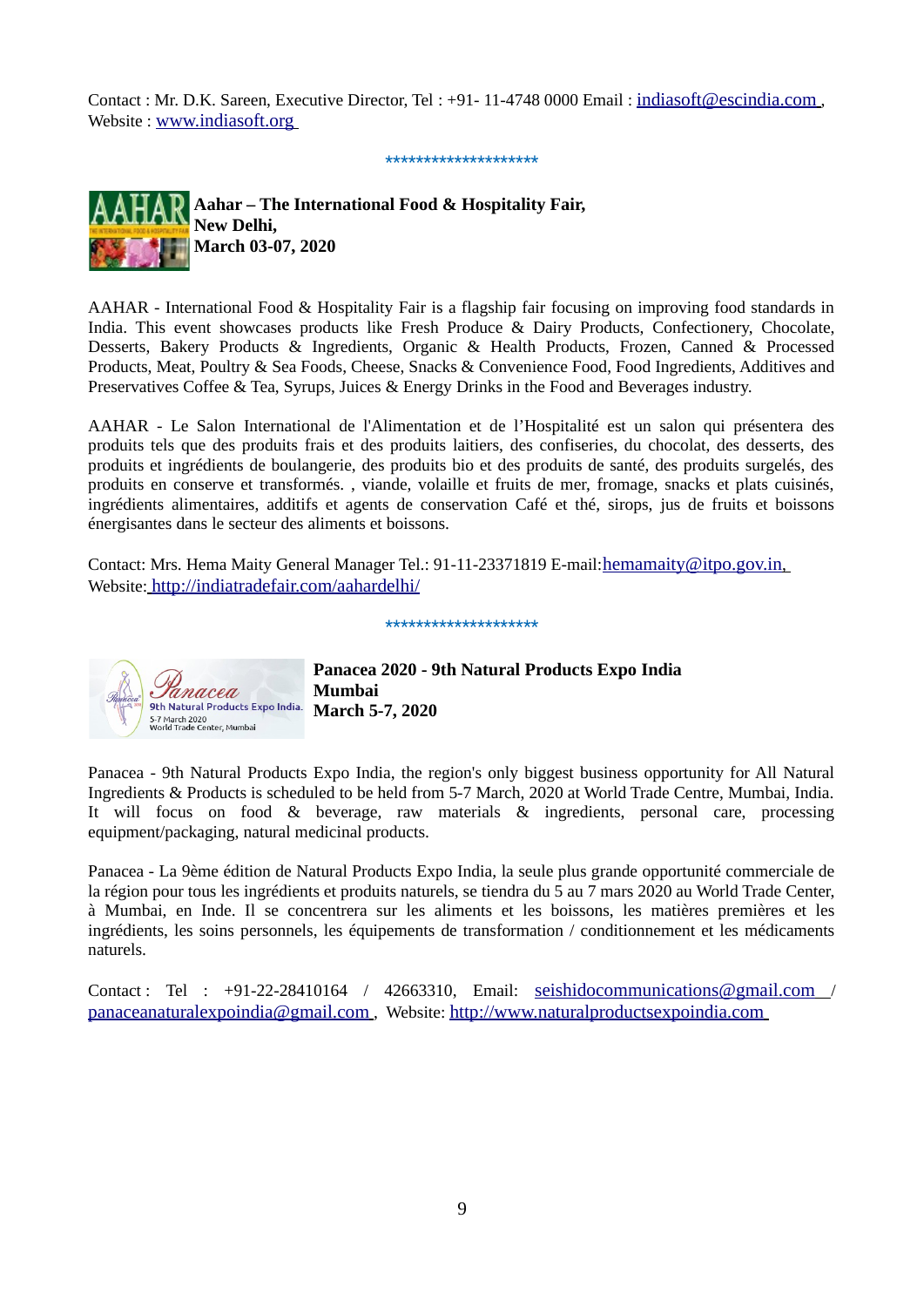Contact : Mr. D.K. Sareen, Executive Director, Tel : +91- 11-4748 0000 Email : indiasoft@escindia.com , Website : www.indiasoft.org

********************

**Aahar – The International Food & Hospitality Fair,**
**New Delhi,**
**March 03-07, 2020**

AAHAR - International Food & Hospitality Fair is a flagship fair focusing on improving food standards in India. This event showcases products like Fresh Produce & Dairy Products, Confectionery, Chocolate, Desserts, Bakery Products & Ingredients, Organic & Health Products, Frozen, Canned & Processed Products, Meat, Poultry & Sea Foods, Cheese, Snacks & Convenience Food, Food Ingredients, Additives and Preservatives Coffee & Tea, Syrups, Juices & Energy Drinks in the Food and Beverages industry.

AAHAR - Le Salon International de l'Alimentation et de l'Hospitalité est un salon qui présentera des produits tels que des produits frais et des produits laitiers, des confiseries, du chocolat, des desserts, des produits et ingrédients de boulangerie, des produits bio et des produits de santé, des produits surgelés, des produits en conserve et transformés. , viande, volaille et fruits de mer, fromage, snacks et plats cuisinés, ingrédients alimentaires, additifs et agents de conservation Café et thé, sirops, jus de fruits et boissons énergisantes dans le secteur des aliments et boissons.

Contact: Mrs. Hema Maity General Manager Tel.: 91-11-23371819 E-mail:hemamaity@itpo.gov.in, Website: http://indiatradefair.com/aahardelhi/

********************

**Panacea 2020 - 9th Natural Products Expo India**
**Mumbai**
**March 5-7, 2020**

Panacea - 9th Natural Products Expo India, the region's only biggest business opportunity for All Natural Ingredients & Products is scheduled to be held from 5-7 March, 2020 at World Trade Centre, Mumbai, India. It will focus on food & beverage, raw materials & ingredients, personal care, processing equipment/packaging, natural medicinal products.

Panacea - La 9ème édition de Natural Products Expo India, la seule plus grande opportunité commerciale de la région pour tous les ingrédients et produits naturels, se tiendra du 5 au 7 mars 2020 au World Trade Center, à Mumbai, en Inde. Il se concentrera sur les aliments et les boissons, les matières premières et les ingrédients, les soins personnels, les équipements de transformation / conditionnement et les médicaments naturels.

Contact : Tel : +91-22-28410164 / 42663310, Email: seishidocommunications@gmail.com / panaceanaturalexpoindia@gmail.com , Website: http://www.naturalproductsexpoindia.com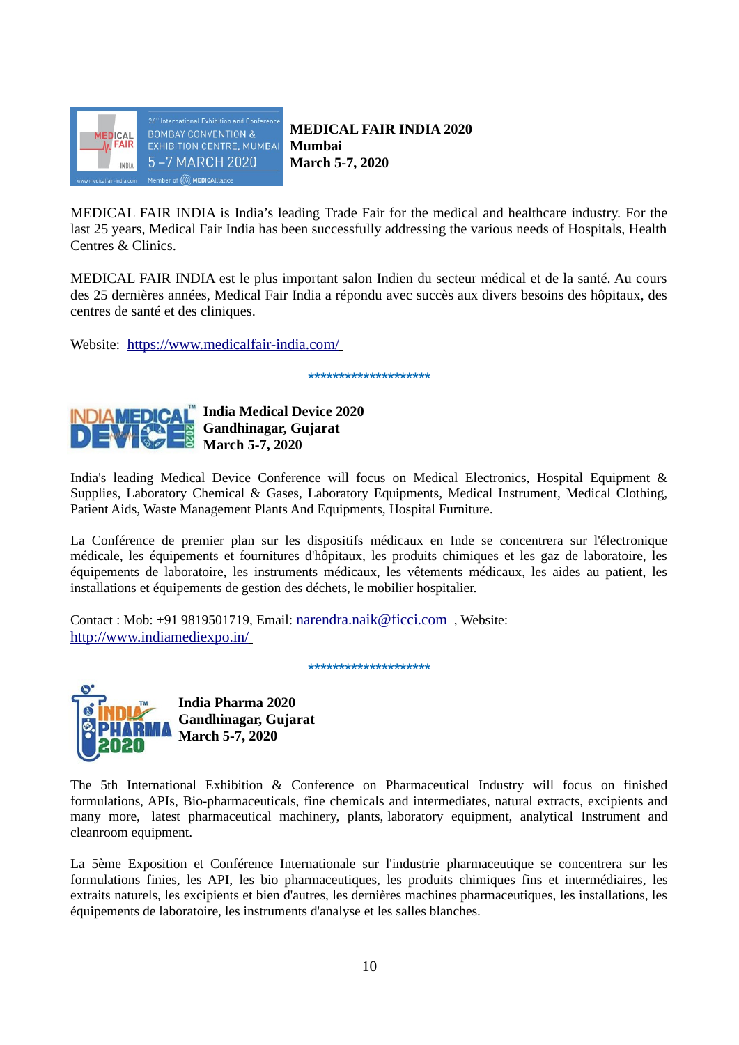**MEDICAL FAIR INDIA 2020**
**Mumbai**
**March 5-7, 2020**

MEDICAL FAIR INDIA is India's leading Trade Fair for the medical and healthcare industry. For the last 25 years, Medical Fair India has been successfully addressing the various needs of Hospitals, Health Centres & Clinics.

MEDICAL FAIR INDIA est le plus important salon Indien du secteur médical et de la santé. Au cours des 25 dernières années, Medical Fair India a répondu avec succès aux divers besoins des hôpitaux, des centres de santé et des cliniques.

Website: https://www.medicalfair-india.com/

********************

**India Medical Device 2020**
**Gandhinagar, Gujarat**
**March 5-7, 2020**

India's leading Medical Device Conference will focus on Medical Electronics, Hospital Equipment & Supplies, Laboratory Chemical & Gases, Laboratory Equipments, Medical Instrument, Medical Clothing, Patient Aids, Waste Management Plants And Equipments, Hospital Furniture.

La Conférence de premier plan sur les dispositifs médicaux en Inde se concentrera sur l'électronique médicale, les équipements et fournitures d'hôpitaux, les produits chimiques et les gaz de laboratoire, les équipements de laboratoire, les instruments médicaux, les vêtements médicaux, les aides au patient, les installations et équipements de gestion des déchets, le mobilier hospitalier.

Contact : Mob: +91 9819501719, Email: narendra.naik@ficci.com , Website: http://www.indiamediexpo.in/

********************

**India Pharma 2020**
**Gandhinagar, Gujarat**
**March 5-7, 2020**

The 5th International Exhibition & Conference on Pharmaceutical Industry will focus on finished formulations, APIs, Bio-pharmaceuticals, fine chemicals and intermediates, natural extracts, excipients and many more, latest pharmaceutical machinery, plants, laboratory equipment, analytical Instrument and cleanroom equipment.

La 5ème Exposition et Conférence Internationale sur l'industrie pharmaceutique se concentrera sur les formulations finies, les API, les bio pharmaceutiques, les produits chimiques fins et intermédiaires, les extraits naturels, les excipients et bien d'autres, les dernières machines pharmaceutiques, les installations, les équipements de laboratoire, les instruments d'analyse et les salles blanches.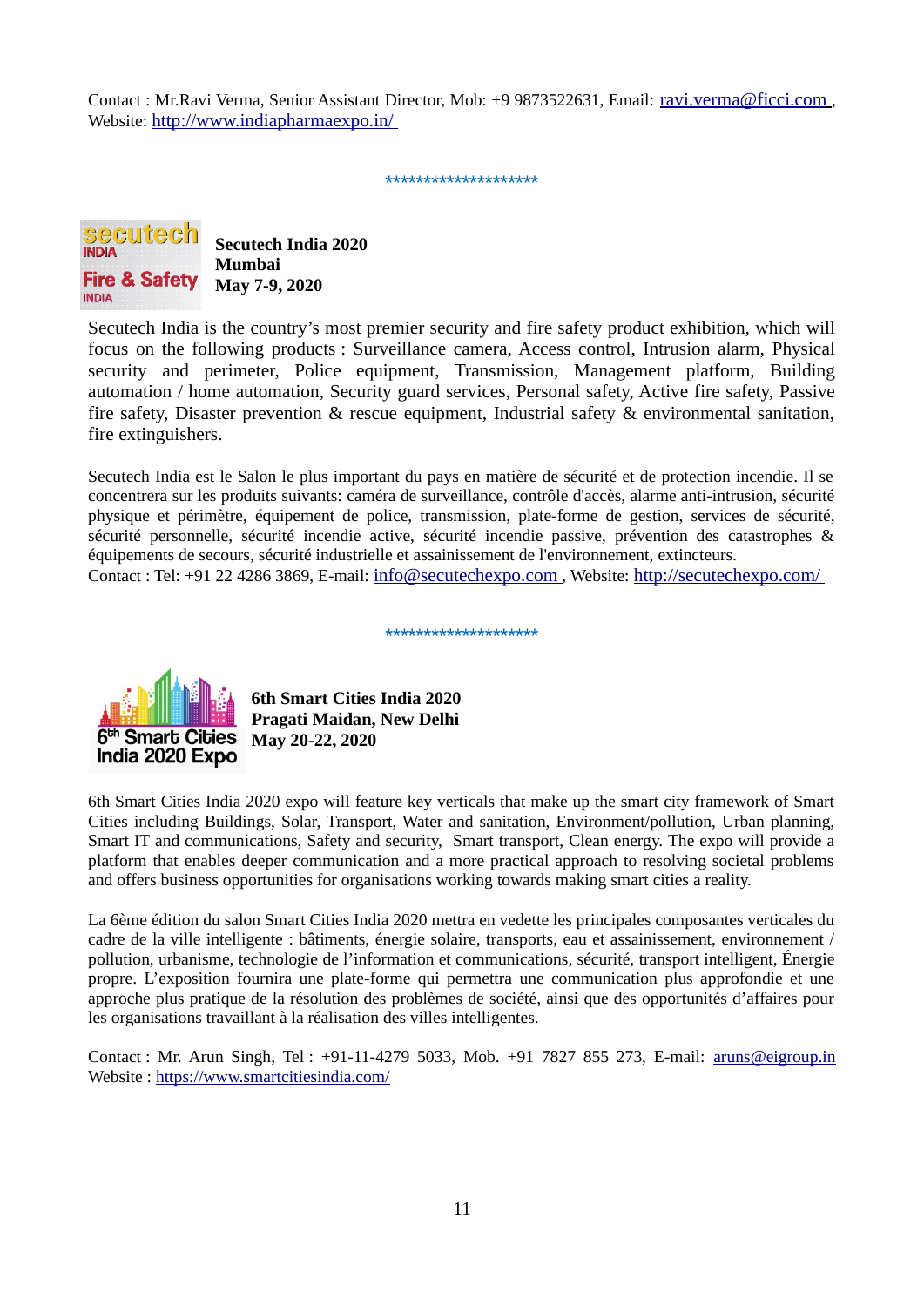Contact : Mr.Ravi Verma, Senior Assistant Director, Mob: +9 9873522631, Email: ravi.verma@ficci.com , Website: http://www.indiapharmaexpo.in/

********************

**Secutech India 2020**
**Mumbai**
**May 7-9, 2020**

Secutech India is the country's most premier security and fire safety product exhibition, which will focus on the following products : Surveillance camera, Access control, Intrusion alarm, Physical security and perimeter, Police equipment, Transmission, Management platform, Building automation / home automation, Security guard services, Personal safety, Active fire safety, Passive fire safety, Disaster prevention & rescue equipment, Industrial safety & environmental sanitation, fire extinguishers.

Secutech India est le Salon le plus important du pays en matière de sécurité et de protection incendie. Il se concentrera sur les produits suivants: caméra de surveillance, contrôle d'accès, alarme anti-intrusion, sécurité physique et périmètre, équipement de police, transmission, plate-forme de gestion, services de sécurité, sécurité personnelle, sécurité incendie active, sécurité incendie passive, prévention des catastrophes & équipements de secours, sécurité industrielle et assainissement de l'environnement, extincteurs.
Contact : Tel: +91 22 4286 3869, E-mail: info@secutechexpo.com , Website: http://secutechexpo.com/

********************

**6th Smart Cities India 2020**
**Pragati Maidan, New Delhi**
**May 20-22, 2020**

6th Smart Cities India 2020 expo will feature key verticals that make up the smart city framework of Smart Cities including Buildings, Solar, Transport, Water and sanitation, Environment/pollution, Urban planning, Smart IT and communications, Safety and security, Smart transport, Clean energy. The expo will provide a platform that enables deeper communication and a more practical approach to resolving societal problems and offers business opportunities for organisations working towards making smart cities a reality.

La 6ème édition du salon Smart Cities India 2020 mettra en vedette les principales composantes verticales du cadre de la ville intelligente : bâtiments, énergie solaire, transports, eau et assainissement, environnement / pollution, urbanisme, technologie de l'information et communications, sécurité, transport intelligent, Énergie propre. L'exposition fournira une plate-forme qui permettra une communication plus approfondie et une approche plus pratique de la résolution des problèmes de société, ainsi que des opportunités d'affaires pour les organisations travaillant à la réalisation des villes intelligentes.

Contact : Mr. Arun Singh, Tel : +91-11-4279 5033, Mob. +91 7827 855 273, E-mail: aruns@eigroup.in
Website : https://www.smartcitiesindia.com/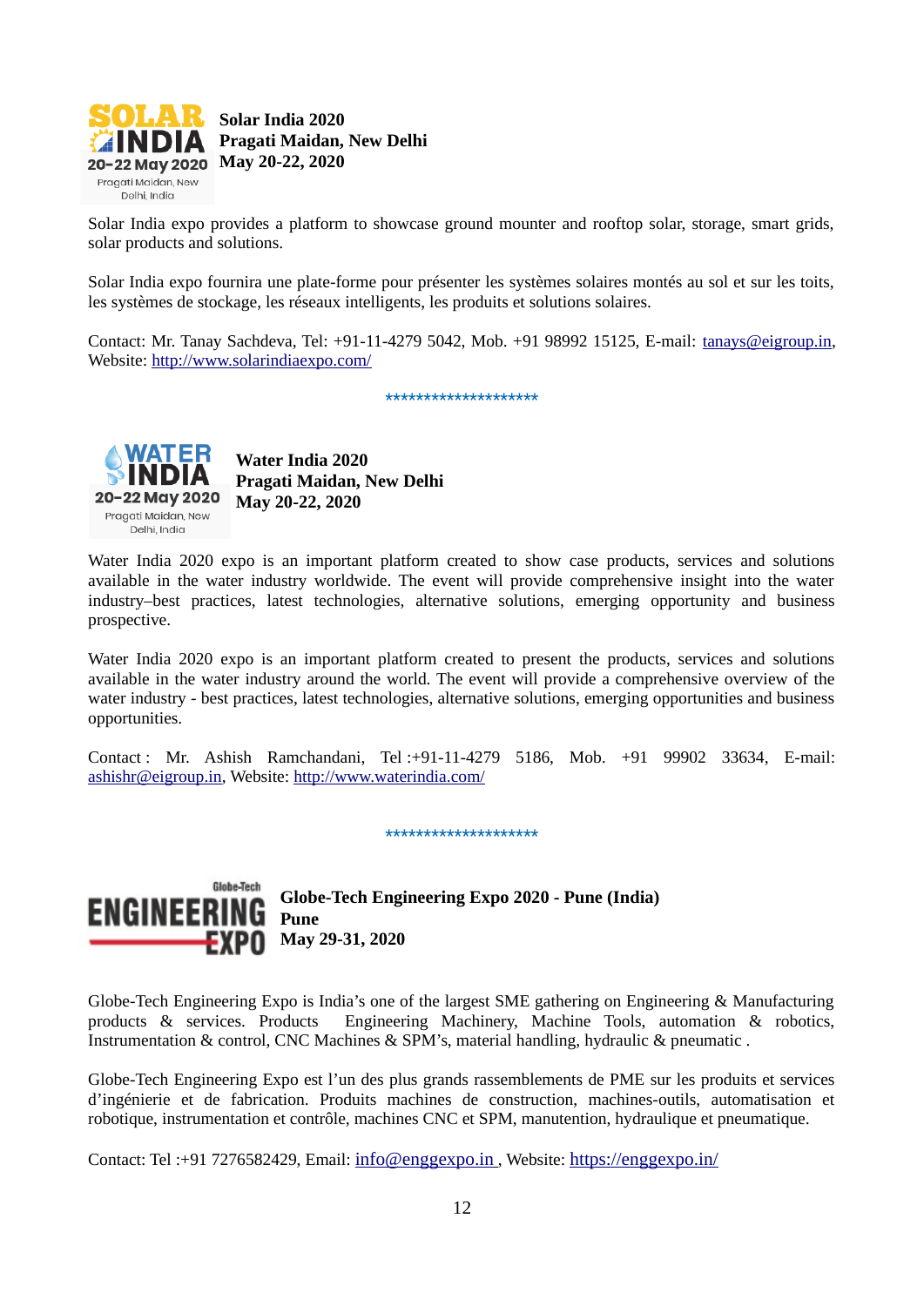**Solar India 2020**
**Pragati Maidan, New Delhi**
**May 20-22, 2020**

Solar India expo provides a platform to showcase ground mounter and rooftop solar, storage, smart grids, solar products and solutions.

Solar India expo fournira une plate-forme pour présenter les systèmes solaires montés au sol et sur les toits, les systèmes de stockage, les réseaux intelligents, les produits et solutions solaires.

Contact: Mr. Tanay Sachdeva, Tel: +91-11-4279 5042, Mob. +91 98992 15125, E-mail: tanays@eigroup.in, Website: http://www.solarindiaexpo.com/

********************

**Water India 2020**
**Pragati Maidan, New Delhi**
**May 20-22, 2020**

Water India 2020 expo is an important platform created to show case products, services and solutions available in the water industry worldwide. The event will provide comprehensive insight into the water industry–best practices, latest technologies, alternative solutions, emerging opportunity and business prospective.

Water India 2020 expo is an important platform created to present the products, services and solutions available in the water industry around the world. The event will provide a comprehensive overview of the water industry - best practices, latest technologies, alternative solutions, emerging opportunities and business opportunities.

Contact : Mr. Ashish Ramchandani, Tel :+91-11-4279 5186, Mob. +91 99902 33634, E-mail: ashishr@eigroup.in, Website: http://www.waterindia.com/

********************

**Globe-Tech Engineering Expo 2020 - Pune (India)**
**Pune**
**May 29-31, 2020**

Globe-Tech Engineering Expo is India's one of the largest SME gathering on Engineering & Manufacturing products & services. Products Engineering Machinery, Machine Tools, automation & robotics, Instrumentation & control, CNC Machines & SPM's, material handling, hydraulic & pneumatic .

Globe-Tech Engineering Expo est l'un des plus grands rassemblements de PME sur les produits et services d'ingénierie et de fabrication. Produits machines de construction, machines-outils, automatisation et robotique, instrumentation et contrôle, machines CNC et SPM, manutention, hydraulique et pneumatique.

Contact: Tel :+91 7276582429, Email: info@enggexpo.in , Website: https://enggexpo.in/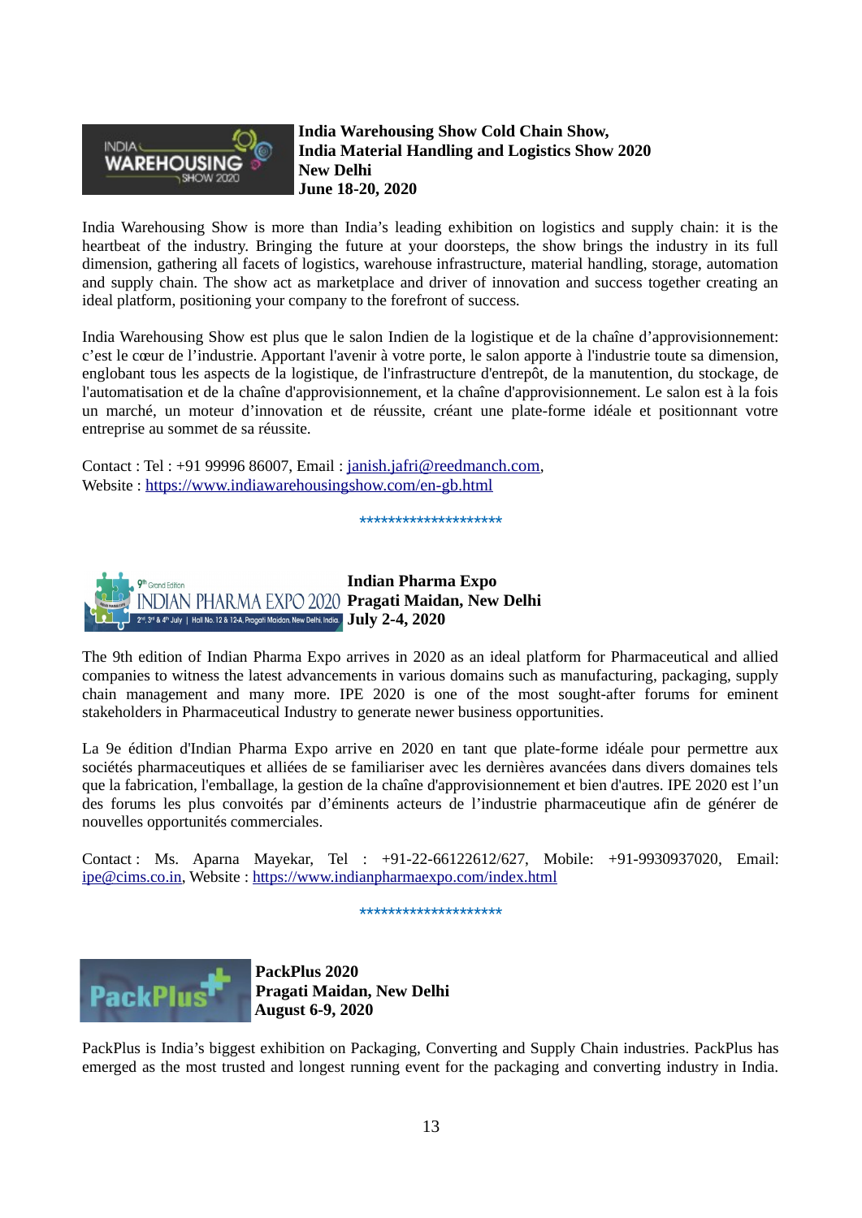**India Warehousing Show Cold Chain Show,**
**India Material Handling and Logistics Show 2020**
**New Delhi**
**June 18-20, 2020**

India Warehousing Show is more than India's leading exhibition on logistics and supply chain: it is the heartbeat of the industry. Bringing the future at your doorsteps, the show brings the industry in its full dimension, gathering all facets of logistics, warehouse infrastructure, material handling, storage, automation and supply chain. The show act as marketplace and driver of innovation and success together creating an ideal platform, positioning your company to the forefront of success.

India Warehousing Show est plus que le salon Indien de la logistique et de la chaîne d'approvisionnement: c'est le cœur de l'industrie. Apportant l'avenir à votre porte, le salon apporte à l'industrie toute sa dimension, englobant tous les aspects de la logistique, de l'infrastructure d'entrepôt, de la manutention, du stockage, de l'automatisation et de la chaîne d'approvisionnement, et la chaîne d'approvisionnement. Le salon est à la fois un marché, un moteur d'innovation et de réussite, créant une plate-forme idéale et positionnant votre entreprise au sommet de sa réussite.

Contact : Tel : +91 99996 86007, Email : janish.jafri@reedmanch.com,
Website : https://www.indiawarehousingshow.com/en-gb.html

********************

**Indian Pharma Expo**
**Pragati Maidan, New Delhi**
**July 2-4, 2020**

The 9th edition of Indian Pharma Expo arrives in 2020 as an ideal platform for Pharmaceutical and allied companies to witness the latest advancements in various domains such as manufacturing, packaging, supply chain management and many more. IPE 2020 is one of the most sought-after forums for eminent stakeholders in Pharmaceutical Industry to generate newer business opportunities.

La 9e édition d'Indian Pharma Expo arrive en 2020 en tant que plate-forme idéale pour permettre aux sociétés pharmaceutiques et alliées de se familiariser avec les dernières avancées dans divers domaines tels que la fabrication, l'emballage, la gestion de la chaîne d'approvisionnement et bien d'autres. IPE 2020 est l'un des forums les plus convoités par d'éminents acteurs de l'industrie pharmaceutique afin de générer de nouvelles opportunités commerciales.

Contact : Ms. Aparna Mayekar, Tel : +91-22-66122612/627, Mobile: +91-9930937020, Email: ipe@cims.co.in, Website : https://www.indianpharmaexpo.com/index.html

********************

**PackPlus 2020**
**Pragati Maidan, New Delhi**
**August 6-9, 2020**

PackPlus is India's biggest exhibition on Packaging, Converting and Supply Chain industries. PackPlus has emerged as the most trusted and longest running event for the packaging and converting industry in India.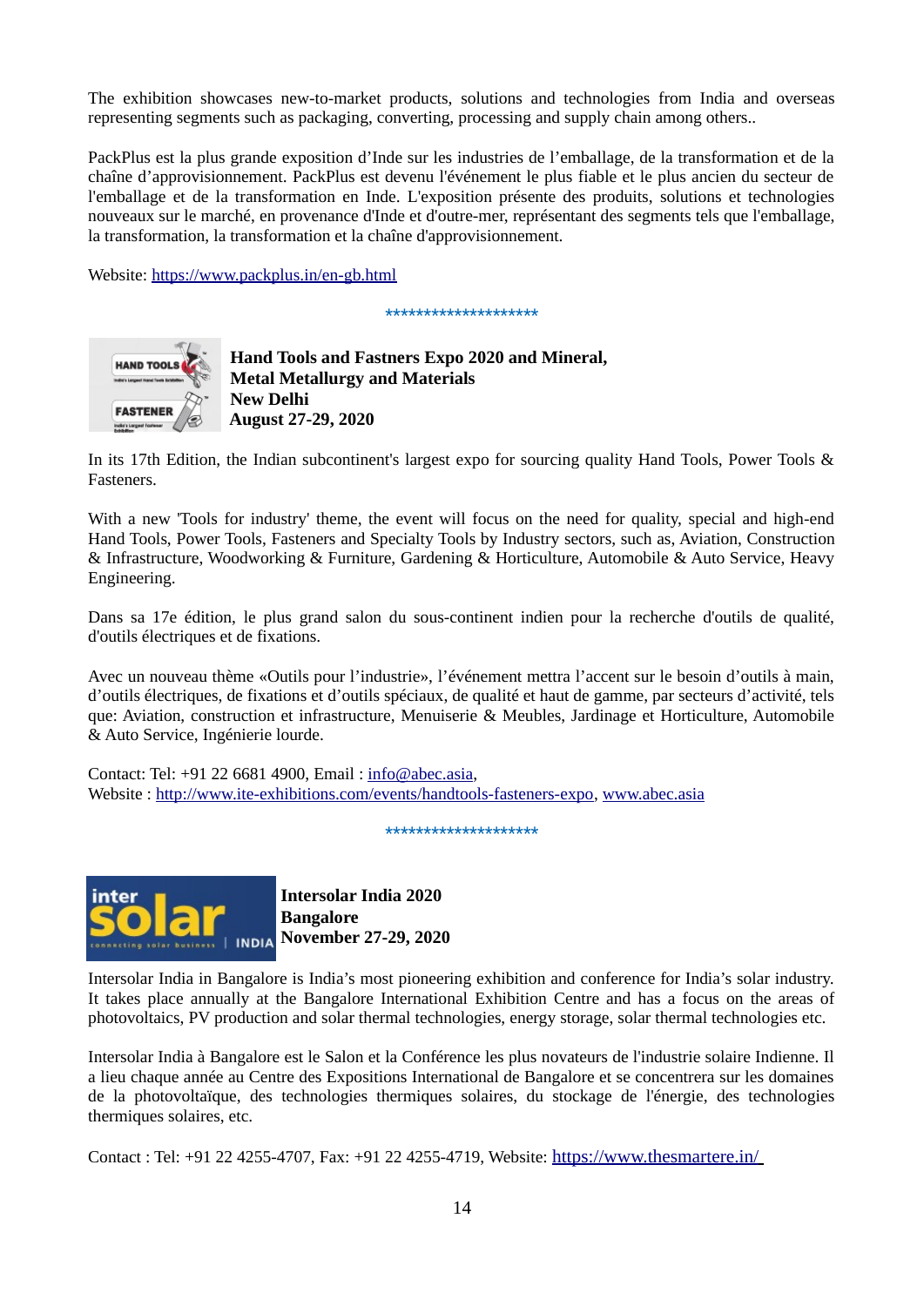The exhibition showcases new-to-market products, solutions and technologies from India and overseas representing segments such as packaging, converting, processing and supply chain among others..

PackPlus est la plus grande exposition d'Inde sur les industries de l'emballage, de la transformation et de la chaîne d'approvisionnement. PackPlus est devenu l'événement le plus fiable et le plus ancien du secteur de l'emballage et de la transformation en Inde. L'exposition présente des produits, solutions et technologies nouveaux sur le marché, en provenance d'Inde et d'outre-mer, représentant des segments tels que l'emballage, la transformation, la transformation et la chaîne d'approvisionnement.

Website: https://www.packplus.in/en-gb.html

********************

**Hand Tools and Fastners Expo 2020 and Mineral, Metal Metallurgy and Materials**
**New Delhi**
**August 27-29, 2020**

In its 17th Edition, the Indian subcontinent's largest expo for sourcing quality Hand Tools, Power Tools & Fasteners.

With a new 'Tools for industry' theme, the event will focus on the need for quality, special and high-end Hand Tools, Power Tools, Fasteners and Specialty Tools by Industry sectors, such as, Aviation, Construction & Infrastructure, Woodworking & Furniture, Gardening & Horticulture, Automobile & Auto Service, Heavy Engineering.

Dans sa 17e édition, le plus grand salon du sous-continent indien pour la recherche d'outils de qualité, d'outils électriques et de fixations.

Avec un nouveau thème «Outils pour l'industrie», l'événement mettra l'accent sur le besoin d'outils à main, d'outils électriques, de fixations et d'outils spéciaux, de qualité et haut de gamme, par secteurs d'activité, tels que: Aviation, construction et infrastructure, Menuiserie & Meubles, Jardinage et Horticulture, Automobile & Auto Service, Ingénierie lourde.

Contact: Tel: +91 22 6681 4900, Email : info@abec.asia,
Website : http://www.ite-exhibitions.com/events/handtools-fasteners-expo, www.abec.asia

********************

**Intersolar India 2020**
**Bangalore**
**November 27-29, 2020**

Intersolar India in Bangalore is India's most pioneering exhibition and conference for India's solar industry. It takes place annually at the Bangalore International Exhibition Centre and has a focus on the areas of photovoltaics, PV production and solar thermal technologies, energy storage, solar thermal technologies etc.

Intersolar India à Bangalore est le Salon et la Conférence les plus novateurs de l'industrie solaire Indienne. Il a lieu chaque année au Centre des Expositions International de Bangalore et se concentrera sur les domaines de la photovoltaïque, des technologies thermiques solaires, du stockage de l'énergie, des technologies thermiques solaires, etc.

Contact : Tel: +91 22 4255-4707, Fax: +91 22 4255-4719, Website: https://www.thesmartere.in/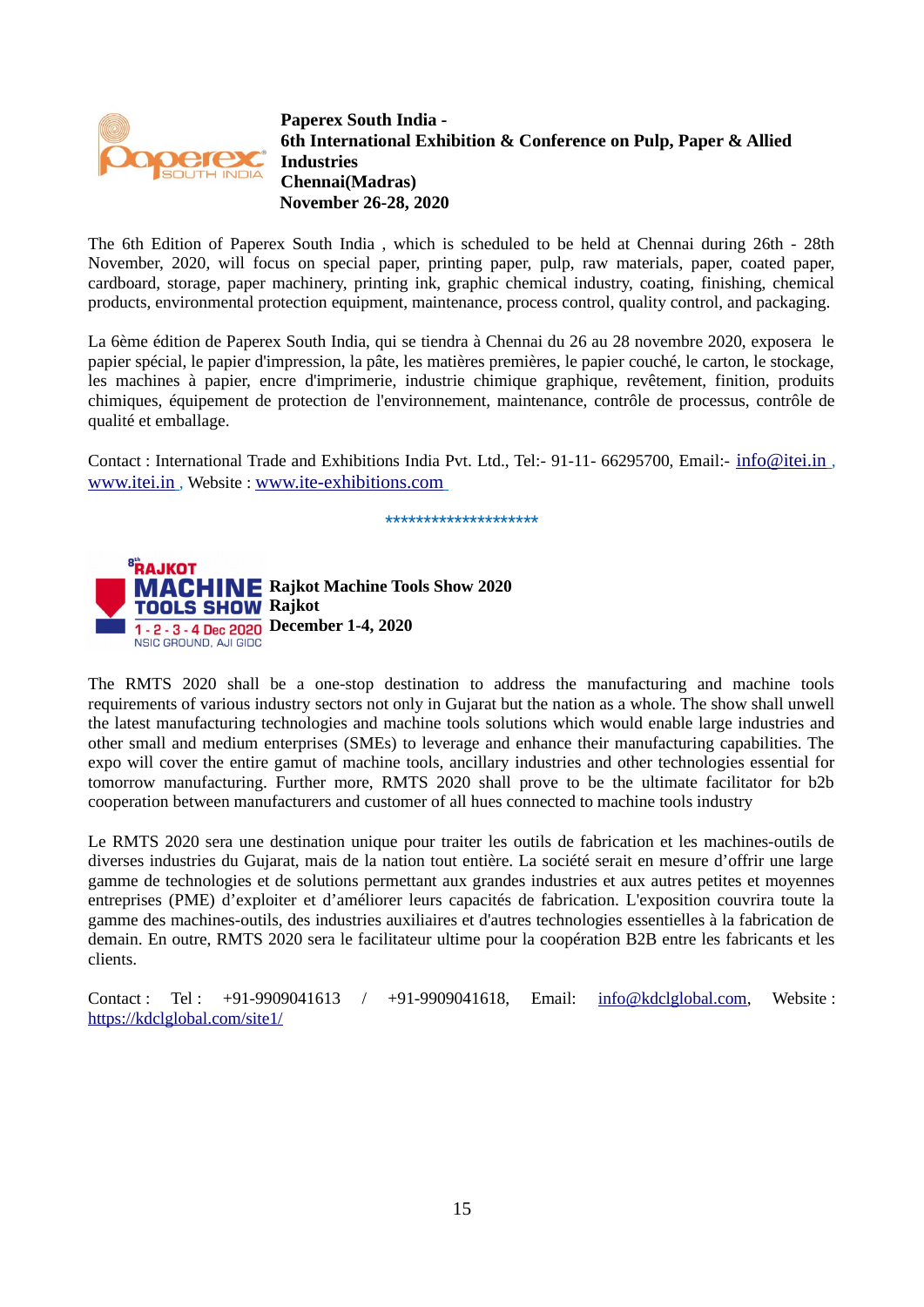**Paperex South India -**
**6th International Exhibition & Conference on Pulp, Paper & Allied Industries**
**Chennai(Madras)**
**November 26-28, 2020**

The 6th Edition of Paperex South India , which is scheduled to be held at Chennai during 26th - 28th November, 2020, will focus on special paper, printing paper, pulp, raw materials, paper, coated paper, cardboard, storage, paper machinery, printing ink, graphic chemical industry, coating, finishing, chemical products, environmental protection equipment, maintenance, process control, quality control, and packaging.

La 6ème édition de Paperex South India, qui se tiendra à Chennai du 26 au 28 novembre 2020, exposera le papier spécial, le papier d'impression, la pâte, les matières premières, le papier couché, le carton, le stockage, les machines à papier, encre d'imprimerie, industrie chimique graphique, revêtement, finition, produits chimiques, équipement de protection de l'environnement, maintenance, contrôle de processus, contrôle de qualité et emballage.

Contact : International Trade and Exhibitions India Pvt. Ltd., Tel:- 91-11- 66295700, Email:- info@itei.in , www.itei.in , Website : www.ite-exhibitions.com

********************

**Rajkot Machine Tools Show 2020**
**Rajkot**
**December 1-4, 2020**

The RMTS 2020 shall be a one-stop destination to address the manufacturing and machine tools requirements of various industry sectors not only in Gujarat but the nation as a whole. The show shall unwell the latest manufacturing technologies and machine tools solutions which would enable large industries and other small and medium enterprises (SMEs) to leverage and enhance their manufacturing capabilities. The expo will cover the entire gamut of machine tools, ancillary industries and other technologies essential for tomorrow manufacturing. Further more, RMTS 2020 shall prove to be the ultimate facilitator for b2b cooperation between manufacturers and customer of all hues connected to machine tools industry

Le RMTS 2020 sera une destination unique pour traiter les outils de fabrication et les machines-outils de diverses industries du Gujarat, mais de la nation tout entière. La société serait en mesure d'offrir une large gamme de technologies et de solutions permettant aux grandes industries et aux autres petites et moyennes entreprises (PME) d'exploiter et d'améliorer leurs capacités de fabrication. L'exposition couvrira toute la gamme des machines-outils, des industries auxiliaires et d'autres technologies essentielles à la fabrication de demain. En outre, RMTS 2020 sera le facilitateur ultime pour la coopération B2B entre les fabricants et les clients.

Contact : Tel : +91-9909041613 / +91-9909041618, Email: info@kdclglobal.com, Website : https://kdclglobal.com/site1/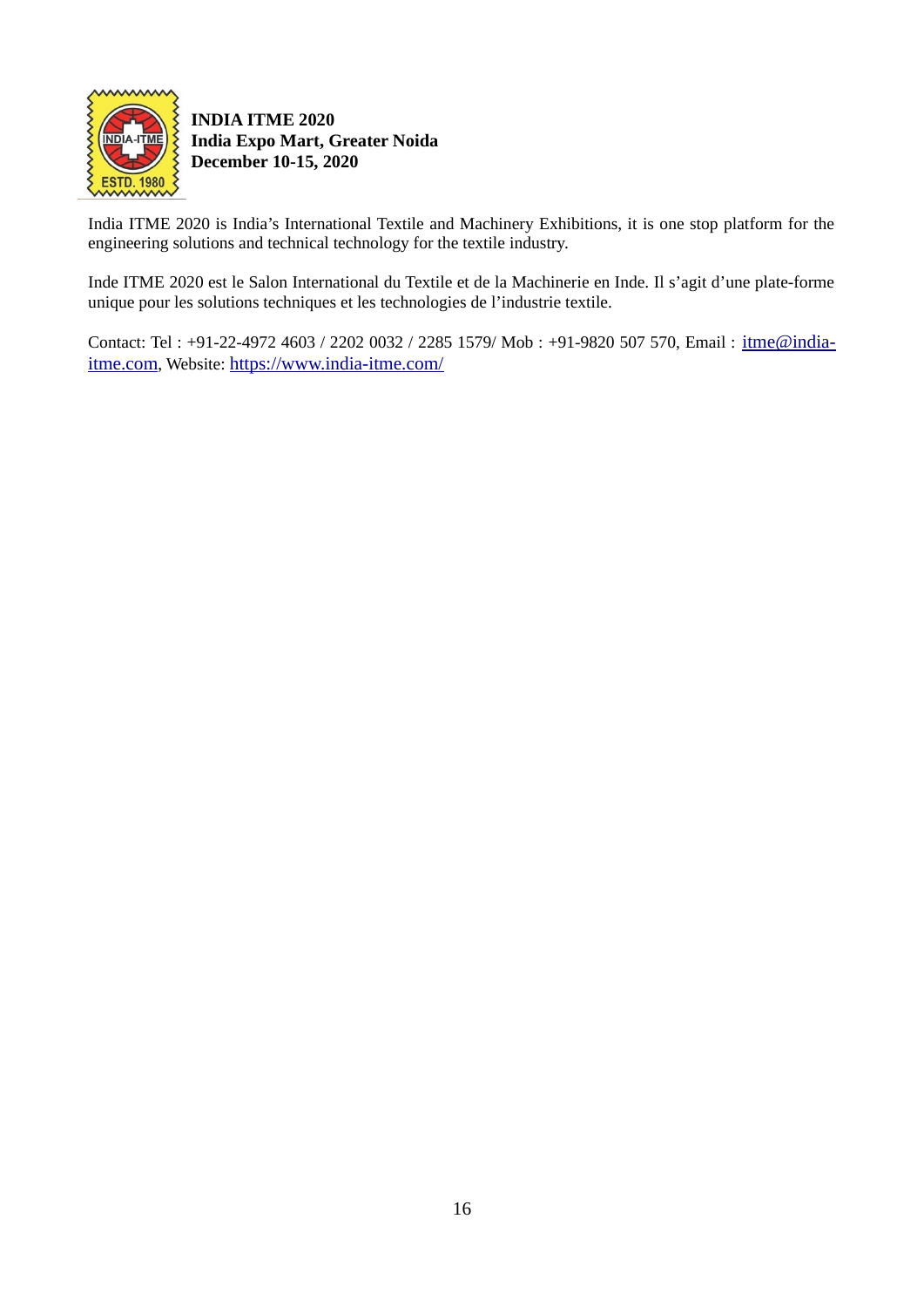**INDIA ITME 2020**
**India Expo Mart, Greater Noida**
**December 10-15, 2020**

India ITME 2020 is India's International Textile and Machinery Exhibitions, it is one stop platform for the engineering solutions and technical technology for the textile industry.

Inde ITME 2020 est le Salon International du Textile et de la Machinerie en Inde. Il s'agit d'une plate-forme unique pour les solutions techniques et les technologies de l'industrie textile.

Contact: Tel : +91-22-4972 4603 / 2202 0032 / 2285 1579/ Mob : +91-9820 507 570, Email : itme@india-itme.com, Website: https://www.india-itme.com/